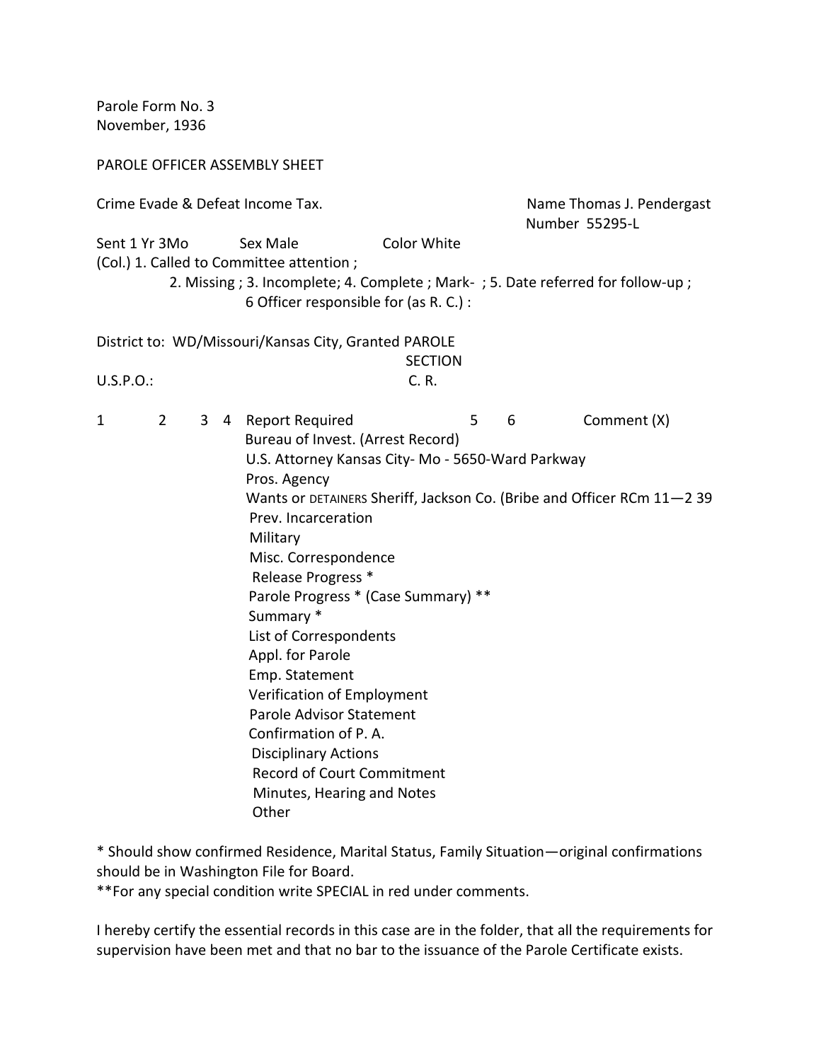Parole Form No. 3
November, 1936

PAROLE OFFICER ASSEMBLY SHEET

Crime Evade & Defeat Income Tax. Name Thomas J. Pendergast
Number 55295-L

Sent 1 Yr 3Mo Sex Male Color White

(Col.) 1. Called to Committee attention ;
2. Missing ; 3. Incomplete; 4. Complete ; Mark- ; 5. Date referred for follow-up ;
6 Officer responsible for (as R. C.) :

District to: WD/Missouri/Kansas City, Granted PAROLE
SECTION
U.S.P.O.: C. R.

| 1 | 2 | 3 | 4 | Report Required | 5 | 6 | Comment (X) |
|---|---|---|---|---|---|---|---|
| | | | | Bureau of Invest. (Arrest Record) | | | |
| | | | | U.S. Attorney Kansas City- Mo - 5650-Ward Parkway | | | |
| | | | | Pros. Agency | | | |
| | | | | Wants or DETAINERS Sheriff, Jackson Co. (Bribe and Officer RCm 11—2 39 | | | |
| | | | | Prev. Incarceration | | | |
| | | | | Military | | | |
| | | | | Misc. Correspondence | | | |
| | | | | Release Progress * | | | |
| | | | | Parole Progress * (Case Summary) ** | | | |
| | | | | Summary * | | | |
| | | | | List of Correspondents | | | |
| | | | | Appl. for Parole | | | |
| | | | | Emp. Statement | | | |
| | | | | Verification of Employment | | | |
| | | | | Parole Advisor Statement | | | |
| | | | | Confirmation of P. A. | | | |
| | | | | Disciplinary Actions | | | |
| | | | | Record of Court Commitment | | | |
| | | | | Minutes, Hearing and Notes | | | |
| | | | | Other | | | |

* Should show confirmed Residence, Marital Status, Family Situation—original confirmations should be in Washington File for Board.

**For any special condition write SPECIAL in red under comments.

I hereby certify the essential records in this case are in the folder, that all the requirements for supervision have been met and that no bar to the issuance of the Parole Certificate exists.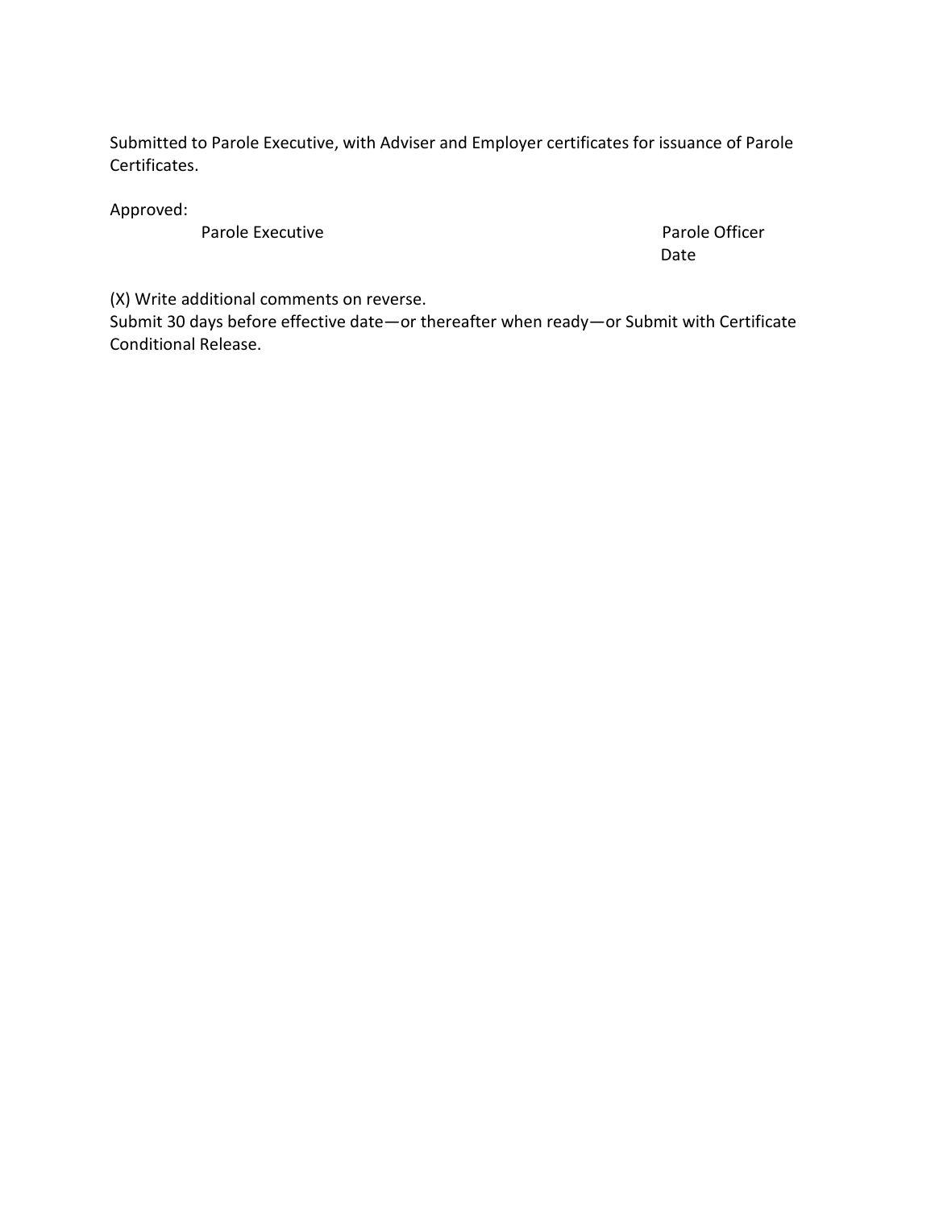Submitted to Parole Executive, with Adviser and Employer certificates for issuance of Parole Certificates.

Approved:

Parole Executive

Parole Officer

Date

(X) Write additional comments on reverse.

Submit 30 days before effective date—or thereafter when ready—or Submit with Certificate Conditional Release.